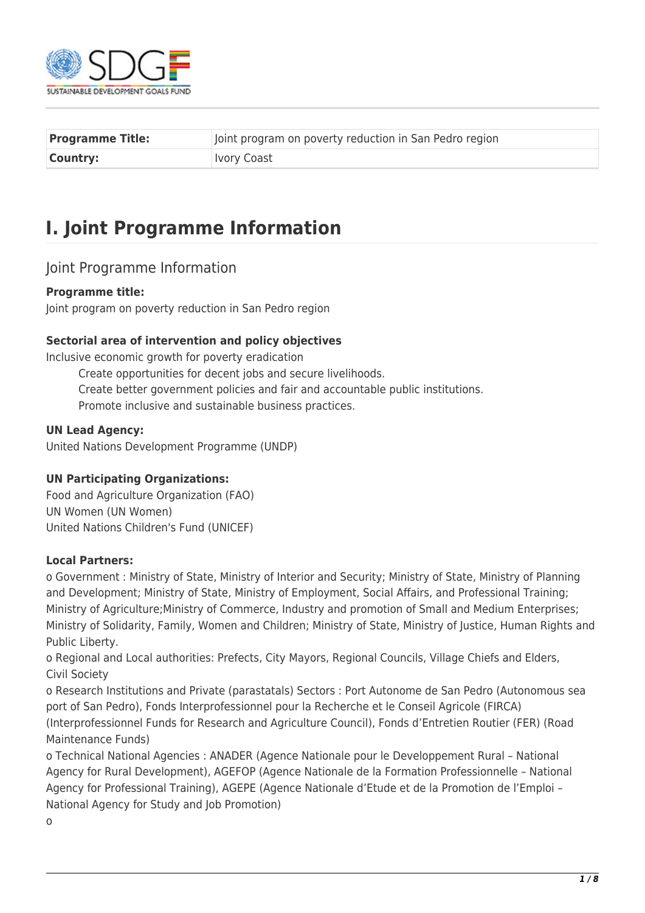| **Programme Title:** | Joint program on poverty reduction in San Pedro region |
| --- | --- |
| **Country:** | Ivory Coast |

# I. Joint Programme Information

## Joint Programme Information

**Programme title:**
Joint program on poverty reduction in San Pedro region

**Sectorial area of intervention and policy objectives**
Inclusive economic growth for poverty eradication

- Create opportunities for decent jobs and secure livelihoods.
- Create better government policies and fair and accountable public institutions.
- Promote inclusive and sustainable business practices.

**UN Lead Agency:**
United Nations Development Programme (UNDP)

**UN Participating Organizations:**
Food and Agriculture Organization (FAO)
UN Women (UN Women)
United Nations Children's Fund (UNICEF)

**Local Partners:**
o Government : Ministry of State, Ministry of Interior and Security; Ministry of State, Ministry of Planning and Development; Ministry of State, Ministry of Employment, Social Affairs, and Professional Training; Ministry of Agriculture;Ministry of Commerce, Industry and promotion of Small and Medium Enterprises; Ministry of Solidarity, Family, Women and Children; Ministry of State, Ministry of Justice, Human Rights and Public Liberty.
o Regional and Local authorities: Prefects, City Mayors, Regional Councils, Village Chiefs and Elders, Civil Society
o Research Institutions and Private (parastatals) Sectors : Port Autonome de San Pedro (Autonomous sea port of San Pedro), Fonds Interprofessionnel pour la Recherche et le Conseil Agricole (FIRCA) (Interprofessionnel Funds for Research and Agriculture Council), Fonds d'Entretien Routier (FER) (Road Maintenance Funds)
o Technical National Agencies : ANADER (Agence Nationale pour le Developpement Rural – National Agency for Rural Development), AGEFOP (Agence Nationale de la Formation Professionnelle – National Agency for Professional Training), AGEPE (Agence Nationale d'Etude et de la Promotion de l'Emploi – National Agency for Study and Job Promotion)
o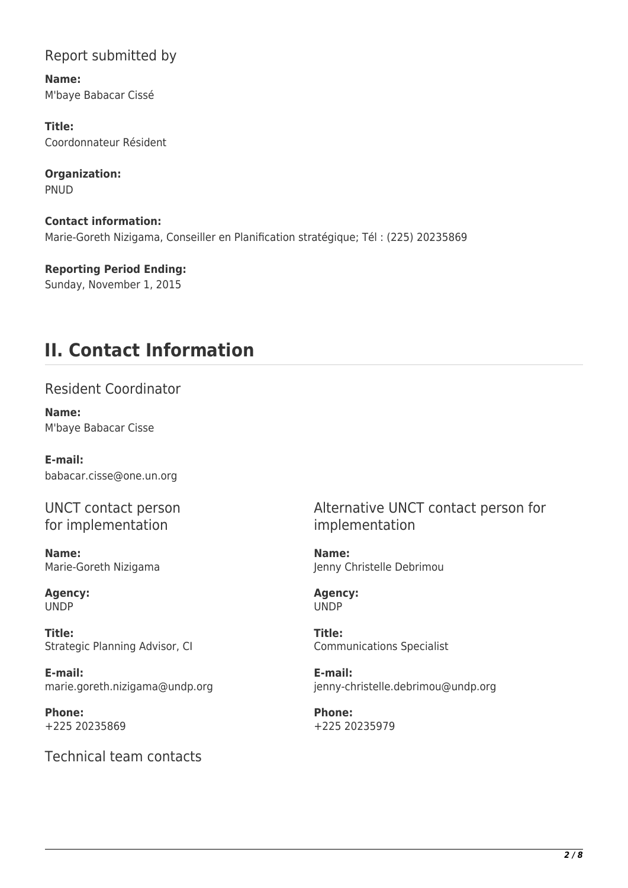### Report submitted by

**Name:**
M'baye Babacar Cissé

**Title:**
Coordonnateur Résident

**Organization:**
PNUD

**Contact information:**
Marie-Goreth Nizigama, Conseiller en Planification stratégique; Tél : (225) 20235869

**Reporting Period Ending:**
Sunday, November 1, 2015

## II. Contact Information

### Resident Coordinator

**Name:**
M'baye Babacar Cisse

**E-mail:**
babacar.cisse@one.un.org

### UNCT contact person for implementation

**Name:**
Marie-Goreth Nizigama

**Agency:**
UNDP

**Title:**
Strategic Planning Advisor, CI

**E-mail:**
marie.goreth.nizigama@undp.org

**Phone:**
+225 20235869

### Alternative UNCT contact person for implementation

**Name:**
Jenny Christelle Debrimou

**Agency:**
UNDP

**Title:**
Communications Specialist

**E-mail:**
jenny-christelle.debrimou@undp.org

**Phone:**
+225 20235979

### Technical team contacts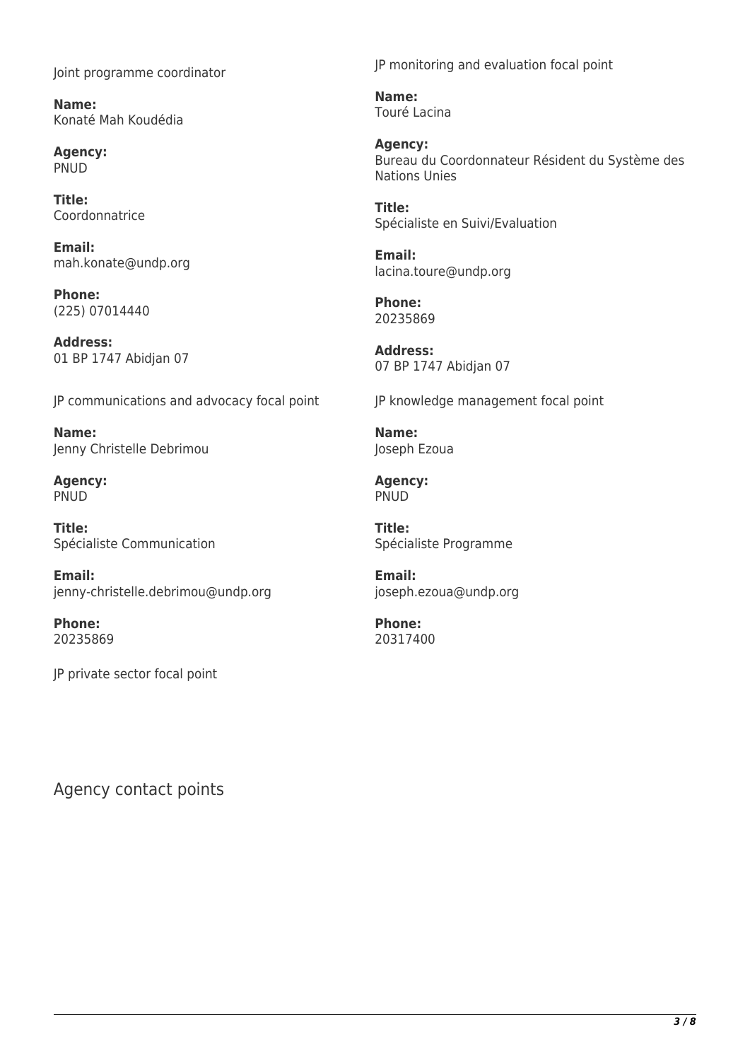Joint programme coordinator

**Name:**
Konaté Mah Koudédia

**Agency:**
PNUD

**Title:**
Coordonnatrice

**Email:**
mah.konate@undp.org

**Phone:**
(225) 07014440

**Address:**
01 BP 1747 Abidjan 07

JP monitoring and evaluation focal point

**Name:**
Touré Lacina

**Agency:**
Bureau du Coordonnateur Résident du Système des Nations Unies

**Title:**
Spécialiste en Suivi/Evaluation

**Email:**
lacina.toure@undp.org

**Phone:**
20235869

**Address:**
07 BP 1747 Abidjan 07

JP communications and advocacy focal point

**Name:**
Jenny Christelle Debrimou

**Agency:**
PNUD

**Title:**
Spécialiste Communication

**Email:**
jenny-christelle.debrimou@undp.org

**Phone:**
20235869

JP knowledge management focal point

**Name:**
Joseph Ezoua

**Agency:**
PNUD

**Title:**
Spécialiste Programme

**Email:**
joseph.ezoua@undp.org

**Phone:**
20317400

JP private sector focal point

## Agency contact points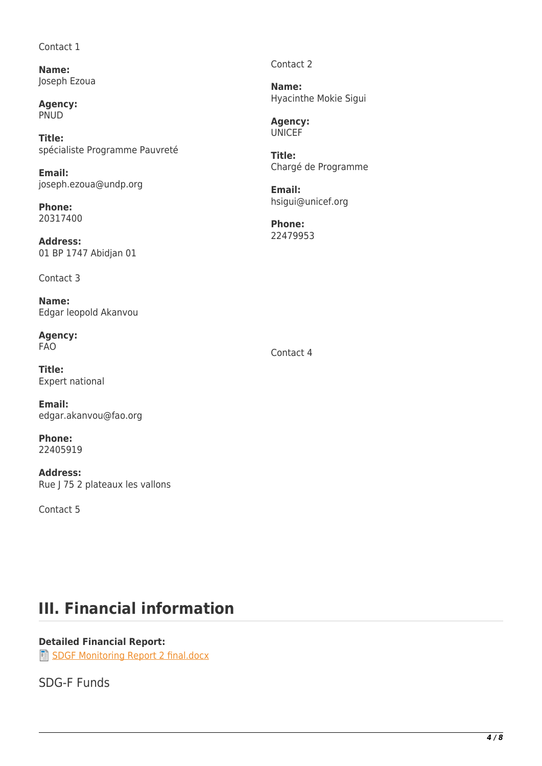Contact 1

**Name:**
Joseph Ezoua

**Agency:**
PNUD

**Title:**
spécialiste Programme Pauvreté

**Email:**
joseph.ezoua@undp.org

**Phone:**
20317400

**Address:**
01 BP 1747 Abidjan 01

Contact 2

**Name:**
Hyacinthe Mokie Sigui

**Agency:**
UNICEF

**Title:**
Chargé de Programme

**Email:**
hsigui@unicef.org

**Phone:**
22479953

Contact 3

**Name:**
Edgar leopold Akanvou

**Agency:**
FAO

**Title:**
Expert national

**Email:**
edgar.akanvou@fao.org

**Phone:**
22405919

**Address:**
Rue J 75 2 plateaux les vallons

Contact 4

Contact 5

## III. Financial information

**Detailed Financial Report:**
SDGF Monitoring Report 2 final.docx

SDG-F Funds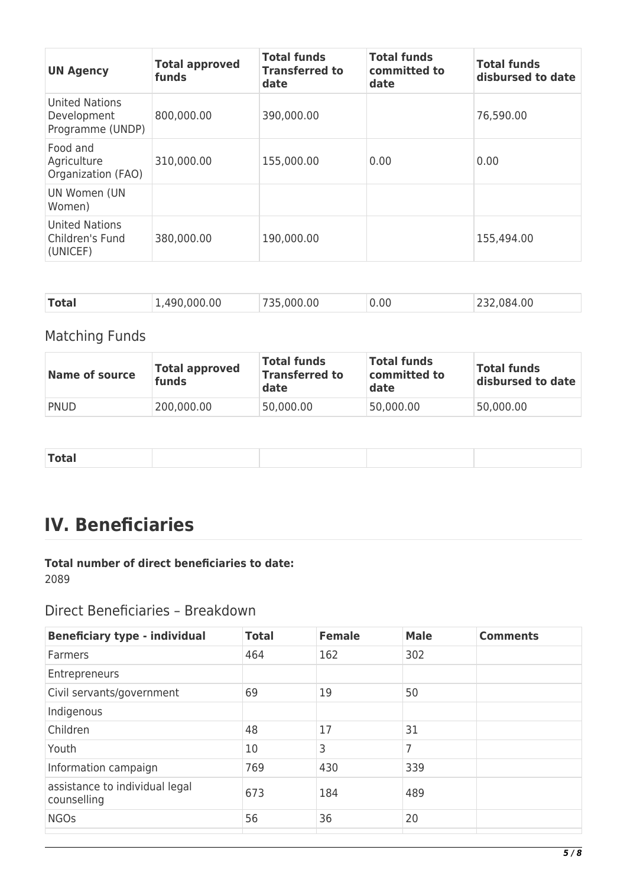| UN Agency | Total approved funds | Total funds Transferred to date | Total funds committed to date | Total funds disbursed to date |
|---|---|---|---|---|
| United Nations Development Programme (UNDP) | 800,000.00 | 390,000.00 | | 76,590.00 |
| Food and Agriculture Organization (FAO) | 310,000.00 | 155,000.00 | 0.00 | 0.00 |
| UN Women (UN Women) | | | | |
| United Nations Children's Fund (UNICEF) | 380,000.00 | 190,000.00 | | 155,494.00 |
| **Total** | 1,490,000.00 | 735,000.00 | 0.00 | 232,084.00 |

## Matching Funds

| Name of source | Total approved funds | Total funds Transferred to date | Total funds committed to date | Total funds disbursed to date |
|---|---|---|---|---|
| PNUD | 200,000.00 | 50,000.00 | 50,000.00 | 50,000.00 |
| **Total** | | | | |

# IV. Beneficiaries

**Total number of direct beneficiaries to date:**
2089

## Direct Beneficiaries – Breakdown

| Beneficiary type - individual | Total | Female | Male | Comments |
|---|---|---|---|---|
| Farmers | 464 | 162 | 302 | |
| Entrepreneurs | | | | |
| Civil servants/government | 69 | 19 | 50 | |
| Indigenous | | | | |
| Children | 48 | 17 | 31 | |
| Youth | 10 | 3 | 7 | |
| Information campaign | 769 | 430 | 339 | |
| assistance to individual legal counselling | 673 | 184 | 489 | |
| NGOs | 56 | 36 | 20 | |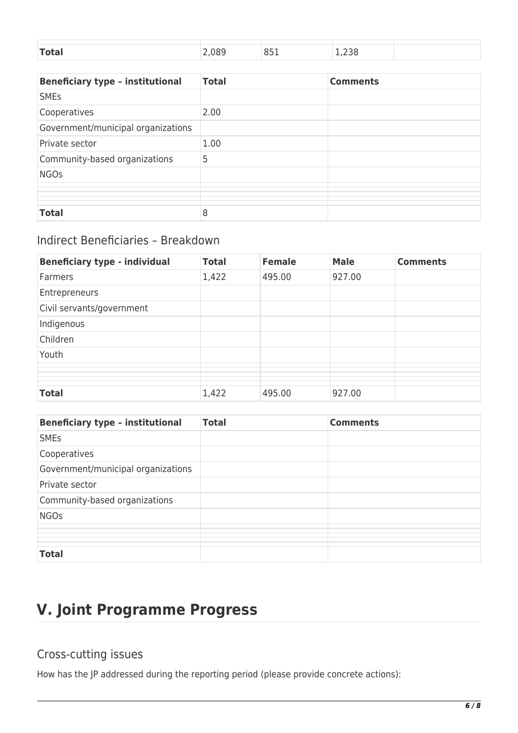| Total | 2,089 | 851 | 1,238 | |
|---|---|---|---|---|

| Beneficiary type – institutional | Total | Comments |
|---|---|---|
| SMEs | | |
| Cooperatives | 2.00 | |
| Government/municipal organizations | | |
| Private sector | 1.00 | |
| Community-based organizations | 5 | |
| NGOs | | |
| | | |
| | | |
| **Total** | 8 | |

## Indirect Beneficiaries – Breakdown

| Beneficiary type - individual | Total | Female | Male | Comments |
|---|---|---|---|---|
| Farmers | 1,422 | 495.00 | 927.00 | |
| Entrepreneurs | | | | |
| Civil servants/government | | | | |
| Indigenous | | | | |
| Children | | | | |
| Youth | | | | |
| | | | | |
| | | | | |
| **Total** | 1,422 | 495.00 | 927.00 | |

| Beneficiary type – institutional | Total | Comments |
|---|---|---|
| SMEs | | |
| Cooperatives | | |
| Government/municipal organizations | | |
| Private sector | | |
| Community-based organizations | | |
| NGOs | | |
| | | |
| | | |
| **Total** | | |

# V. Joint Programme Progress

## Cross-cutting issues

How has the JP addressed during the reporting period (please provide concrete actions):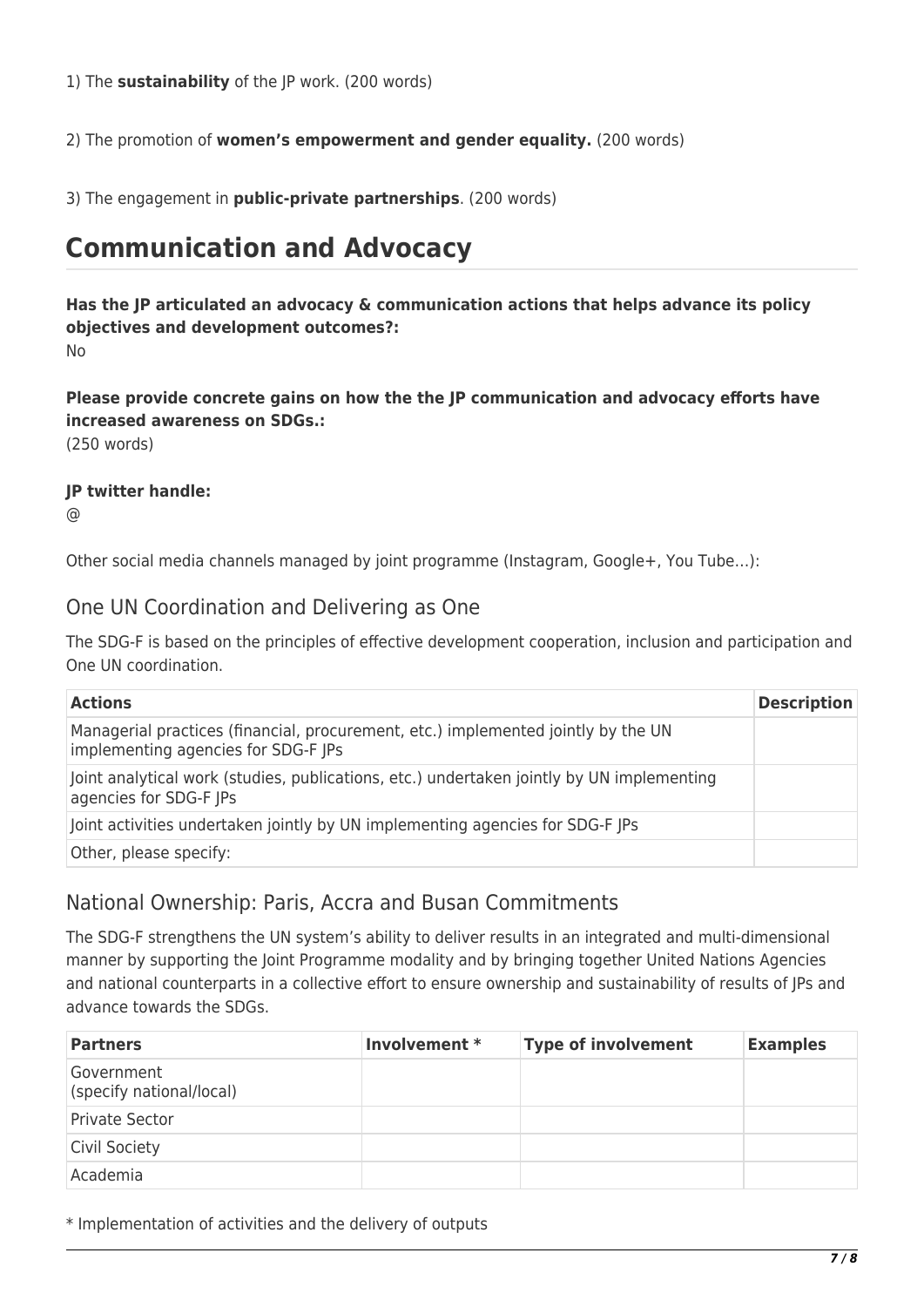1) The **sustainability** of the JP work. (200 words)

2) The promotion of **women's empowerment and gender equality.** (200 words)

3) The engagement in **public-private partnerships**. (200 words)

# Communication and Advocacy

**Has the JP articulated an advocacy & communication actions that helps advance its policy objectives and development outcomes?:**
No

**Please provide concrete gains on how the the JP communication and advocacy efforts have increased awareness on SDGs.:**
(250 words)

**JP twitter handle:**
@

Other social media channels managed by joint programme (Instagram, Google+, You Tube…):

## One UN Coordination and Delivering as One

The SDG-F is based on the principles of effective development cooperation, inclusion and participation and One UN coordination.

| Actions | Description |
|---|---|
| Managerial practices (financial, procurement, etc.) implemented jointly by the UN implementing agencies for SDG-F JPs | |
| Joint analytical work (studies, publications, etc.) undertaken jointly by UN implementing agencies for SDG-F JPs | |
| Joint activities undertaken jointly by UN implementing agencies for SDG-F JPs | |
| Other, please specify: | |

## National Ownership: Paris, Accra and Busan Commitments

The SDG-F strengthens the UN system's ability to deliver results in an integrated and multi-dimensional manner by supporting the Joint Programme modality and by bringing together United Nations Agencies and national counterparts in a collective effort to ensure ownership and sustainability of results of JPs and advance towards the SDGs.

| Partners | Involvement * | Type of involvement | Examples |
|---|---|---|---|
| Government (specify national/local) | | | |
| Private Sector | | | |
| Civil Society | | | |
| Academia | | | |

* Implementation of activities and the delivery of outputs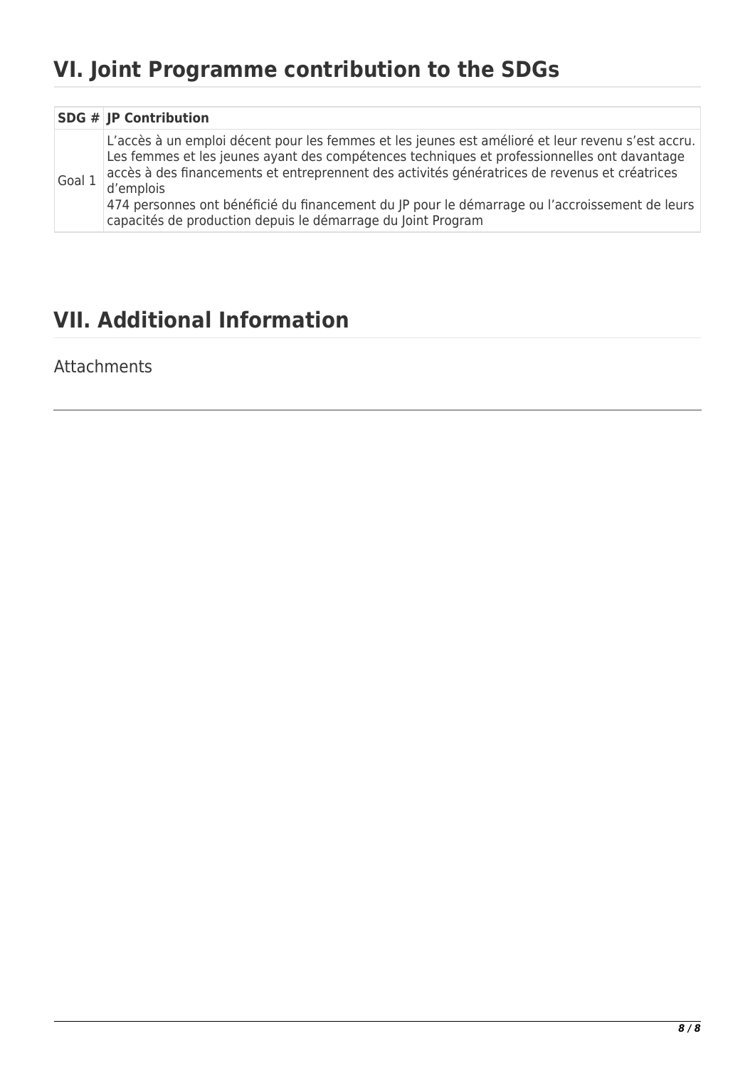## VI. Joint Programme contribution to the SDGs

| SDG # | JP Contribution |
|---|---|
| Goal 1 | L'accès à un emploi décent pour les femmes et les jeunes est amélioré et leur revenu s'est accru. Les femmes et les jeunes ayant des compétences techniques et professionnelles ont davantage accès à des financements et entreprennent des activités génératrices de revenus et créatrices d'emplois<br>474 personnes ont bénéficié du financement du JP pour le démarrage ou l'accroissement de leurs capacités de production depuis le démarrage du Joint Program |

## VII. Additional Information

Attachments